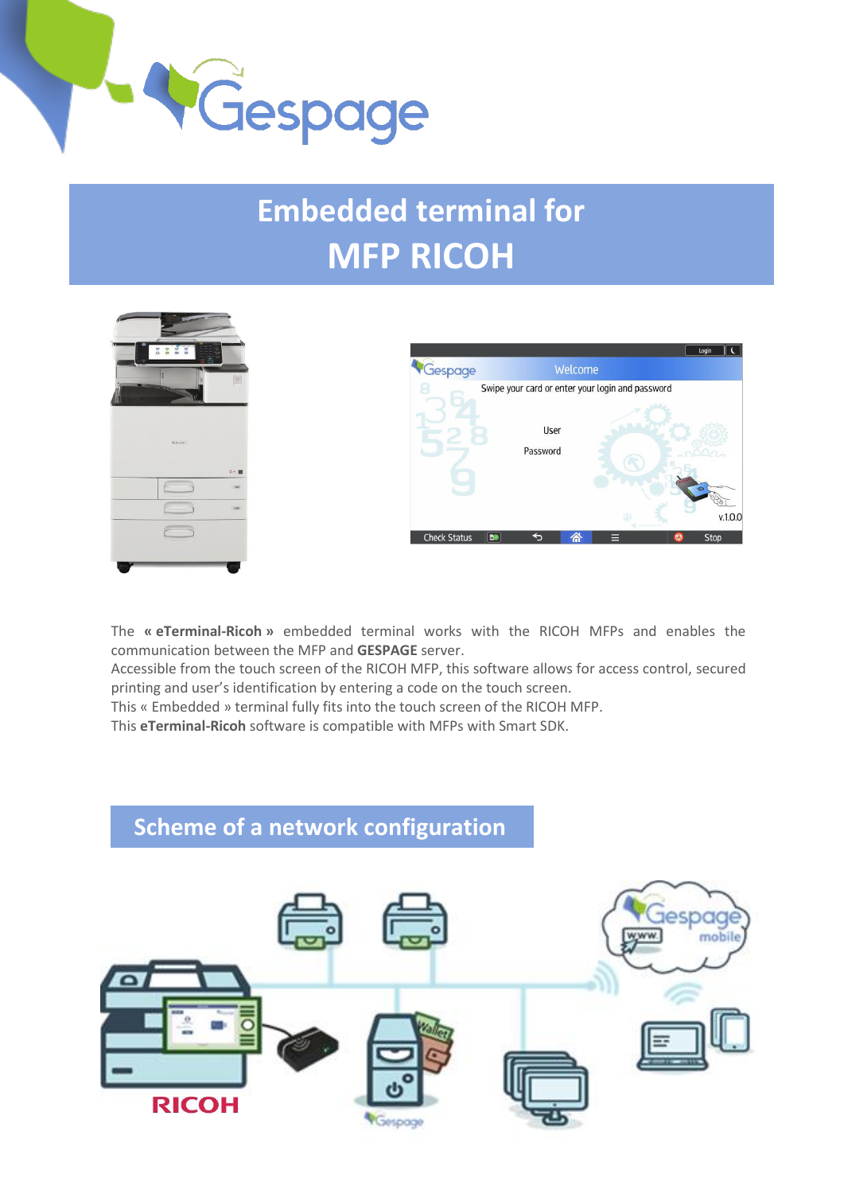# Embedded terminal for MFP RICOH

The **« eTerminal-Ricoh »** embedded terminal works with the RICOH MFPs and enables the communication between the MFP and **GESPAGE** server.
Accessible from the touch screen of the RICOH MFP, this software allows for access control, secured printing and user's identification by entering a code on the touch screen.
This « Embedded » terminal fully fits into the touch screen of the RICOH MFP.
This **eTerminal-Ricoh** software is compatible with MFPs with Smart SDK.

## Scheme of a network configuration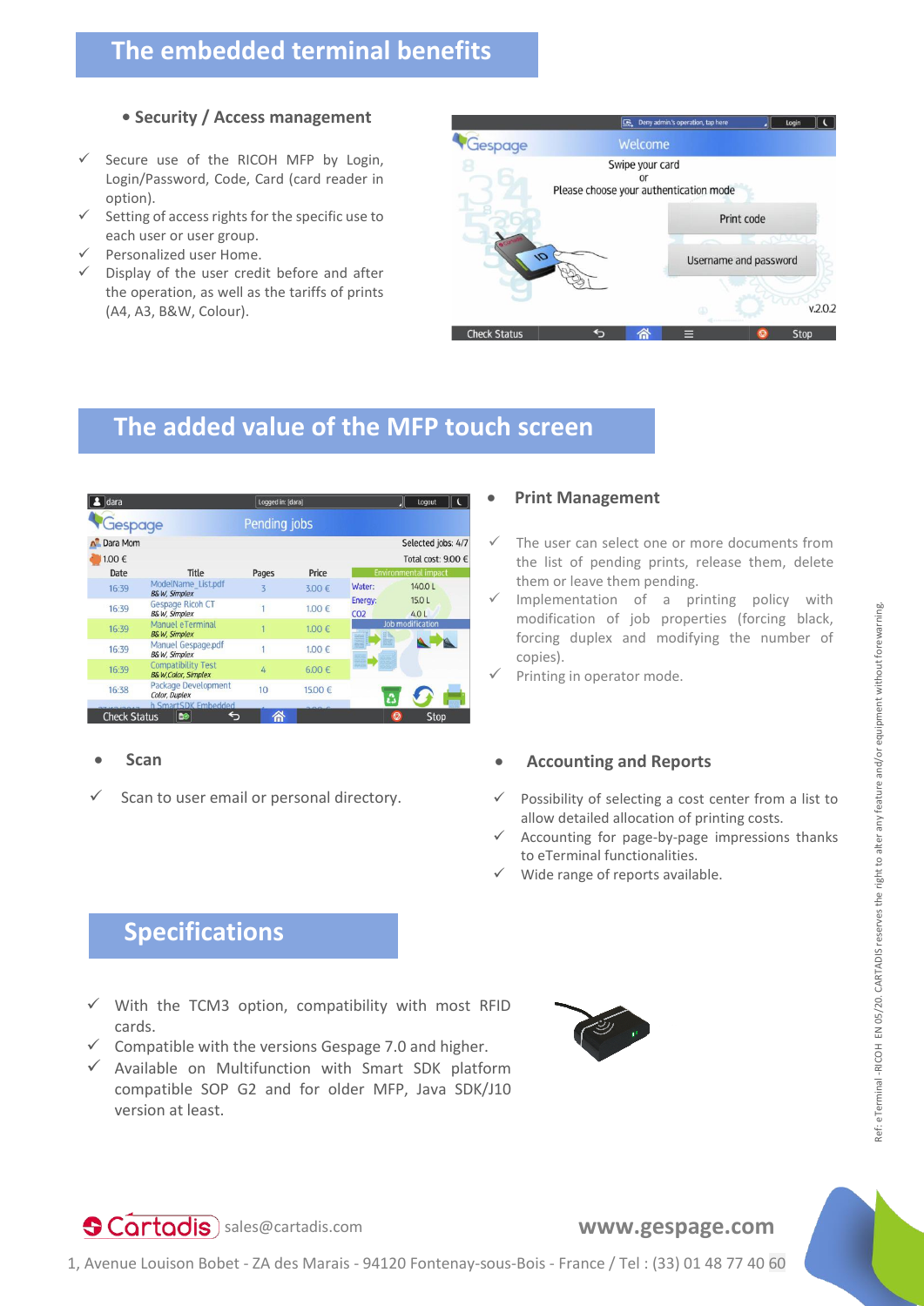## The embedded terminal benefits

- **Security / Access management**

- ✓ Secure use of the RICOH MFP by Login, Login/Password, Code, Card (card reader in option).
- ✓ Setting of access rights for the specific use to each user or user group.
- ✓ Personalized user Home.
- ✓ Display of the user credit before and after the operation, as well as the tariffs of prints (A4, A3, B&W, Colour).

## The added value of the MFP touch screen

- **Print Management**

- ✓ The user can select one or more documents from the list of pending prints, release them, delete them or leave them pending.
- ✓ Implementation of a printing policy with modification of job properties (forcing black, forcing duplex and modifying the number of copies).
- ✓ Printing in operator mode.

- **Scan**

- ✓ Scan to user email or personal directory.

- **Accounting and Reports**

- ✓ Possibility of selecting a cost center from a list to allow detailed allocation of printing costs.
- ✓ Accounting for page-by-page impressions thanks to eTerminal functionalities.
- ✓ Wide range of reports available.

## Specifications

- ✓ With the TCM3 option, compatibility with most RFID cards.
- ✓ Compatible with the versions Gespage 7.0 and higher.
- ✓ Available on Multifunction with Smart SDK platform compatible SOP G2 and for older MFP, Java SDK/J10 version at least.

Ref: eTerminal -RICOH EN 05/20. CARTADIS reserves the right to alter any feature and/or equipment without forewarning.

Cartadis sales@cartadis.com www.gespage.com

1, Avenue Louison Bobet - ZA des Marais - 94120 Fontenay-sous-Bois - France / Tel : (33) 01 48 77 40 60